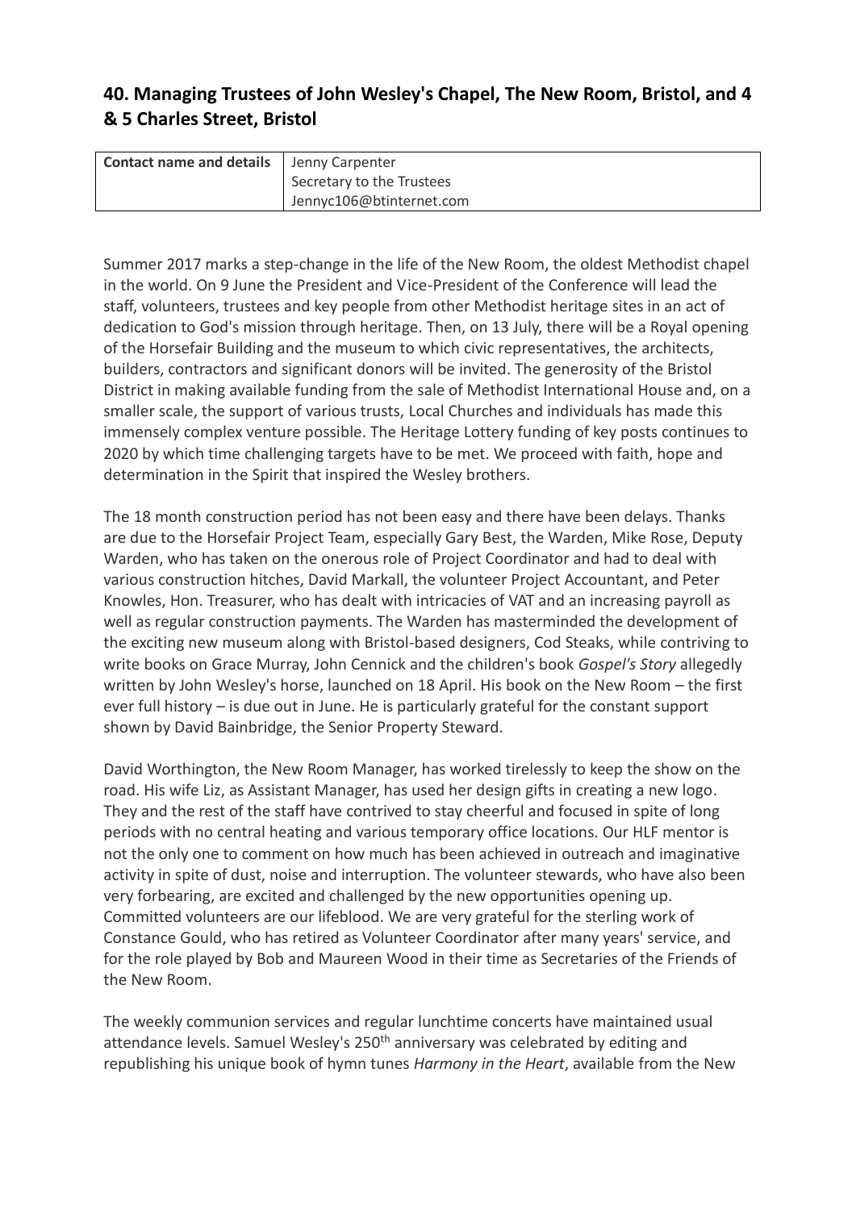## 40. Managing Trustees of John Wesley's Chapel, The New Room, Bristol, and 4 & 5 Charles Street, Bristol

| **Contact name and details** | Jenny Carpenter<br>Secretary to the Trustees<br>Jennyc106@btinternet.com |
|---|---|

Summer 2017 marks a step-change in the life of the New Room, the oldest Methodist chapel in the world. On 9 June the President and Vice-President of the Conference will lead the staff, volunteers, trustees and key people from other Methodist heritage sites in an act of dedication to God's mission through heritage. Then, on 13 July, there will be a Royal opening of the Horsefair Building and the museum to which civic representatives, the architects, builders, contractors and significant donors will be invited. The generosity of the Bristol District in making available funding from the sale of Methodist International House and, on a smaller scale, the support of various trusts, Local Churches and individuals has made this immensely complex venture possible. The Heritage Lottery funding of key posts continues to 2020 by which time challenging targets have to be met. We proceed with faith, hope and determination in the Spirit that inspired the Wesley brothers.

The 18 month construction period has not been easy and there have been delays. Thanks are due to the Horsefair Project Team, especially Gary Best, the Warden, Mike Rose, Deputy Warden, who has taken on the onerous role of Project Coordinator and had to deal with various construction hitches, David Markall, the volunteer Project Accountant, and Peter Knowles, Hon. Treasurer, who has dealt with intricacies of VAT and an increasing payroll as well as regular construction payments. The Warden has masterminded the development of the exciting new museum along with Bristol-based designers, Cod Steaks, while contriving to write books on Grace Murray, John Cennick and the children's book *Gospel's Story* allegedly written by John Wesley's horse, launched on 18 April. His book on the New Room – the first ever full history – is due out in June. He is particularly grateful for the constant support shown by David Bainbridge, the Senior Property Steward.

David Worthington, the New Room Manager, has worked tirelessly to keep the show on the road. His wife Liz, as Assistant Manager, has used her design gifts in creating a new logo. They and the rest of the staff have contrived to stay cheerful and focused in spite of long periods with no central heating and various temporary office locations. Our HLF mentor is not the only one to comment on how much has been achieved in outreach and imaginative activity in spite of dust, noise and interruption. The volunteer stewards, who have also been very forbearing, are excited and challenged by the new opportunities opening up. Committed volunteers are our lifeblood. We are very grateful for the sterling work of Constance Gould, who has retired as Volunteer Coordinator after many years' service, and for the role played by Bob and Maureen Wood in their time as Secretaries of the Friends of the New Room.

The weekly communion services and regular lunchtime concerts have maintained usual attendance levels. Samuel Wesley's 250th anniversary was celebrated by editing and republishing his unique book of hymn tunes *Harmony in the Heart*, available from the New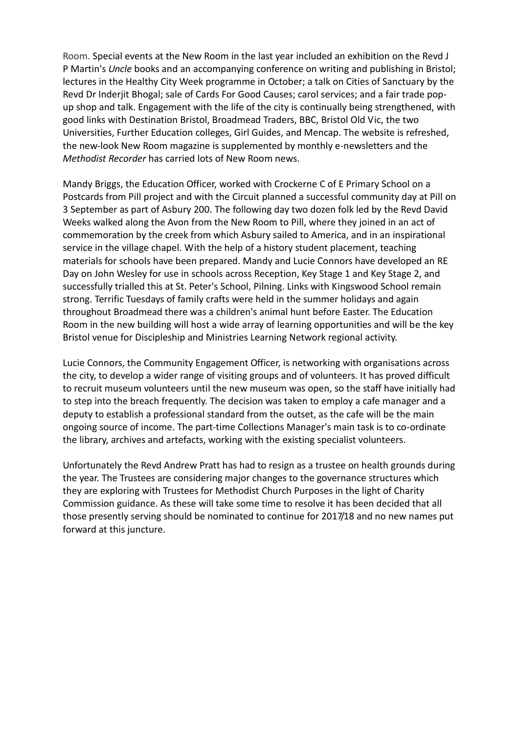Room. Special events at the New Room in the last year included an exhibition on the Revd J P Martin's *Uncle* books and an accompanying conference on writing and publishing in Bristol; lectures in the Healthy City Week programme in October; a talk on Cities of Sanctuary by the Revd Dr Inderjit Bhogal; sale of Cards For Good Causes; carol services; and a fair trade pop-up shop and talk. Engagement with the life of the city is continually being strengthened, with good links with Destination Bristol, Broadmead Traders, BBC, Bristol Old Vic, the two Universities, Further Education colleges, Girl Guides, and Mencap. The website is refreshed, the new-look New Room magazine is supplemented by monthly e-newsletters and the *Methodist Recorder* has carried lots of New Room news.

Mandy Briggs, the Education Officer, worked with Crockerne C of E Primary School on a Postcards from Pill project and with the Circuit planned a successful community day at Pill on 3 September as part of Asbury 200. The following day two dozen folk led by the Revd David Weeks walked along the Avon from the New Room to Pill, where they joined in an act of commemoration by the creek from which Asbury sailed to America, and in an inspirational service in the village chapel. With the help of a history student placement, teaching materials for schools have been prepared. Mandy and Lucie Connors have developed an RE Day on John Wesley for use in schools across Reception, Key Stage 1 and Key Stage 2, and successfully trialled this at St. Peter's School, Pilning. Links with Kingswood School remain strong. Terrific Tuesdays of family crafts were held in the summer holidays and again throughout Broadmead there was a children's animal hunt before Easter. The Education Room in the new building will host a wide array of learning opportunities and will be the key Bristol venue for Discipleship and Ministries Learning Network regional activity.

Lucie Connors, the Community Engagement Officer, is networking with organisations across the city, to develop a wider range of visiting groups and of volunteers. It has proved difficult to recruit museum volunteers until the new museum was open, so the staff have initially had to step into the breach frequently. The decision was taken to employ a cafe manager and a deputy to establish a professional standard from the outset, as the cafe will be the main ongoing source of income. The part-time Collections Manager's main task is to co-ordinate the library, archives and artefacts, working with the existing specialist volunteers.

Unfortunately the Revd Andrew Pratt has had to resign as a trustee on health grounds during the year. The Trustees are considering major changes to the governance structures which they are exploring with Trustees for Methodist Church Purposes in the light of Charity Commission guidance. As these will take some time to resolve it has been decided that all those presently serving should be nominated to continue for 2017/18 and no new names put forward at this juncture.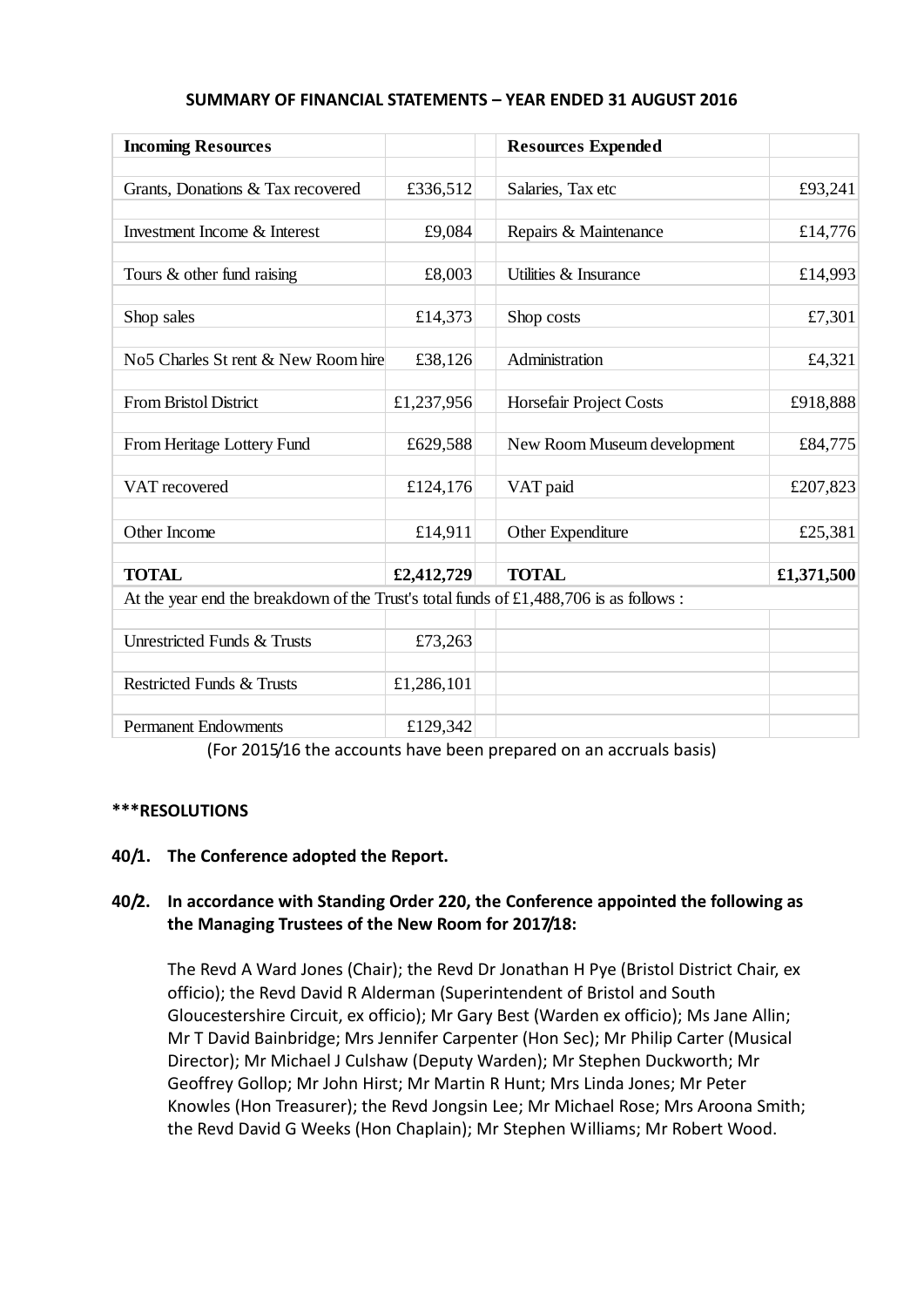**SUMMARY OF FINANCIAL STATEMENTS – YEAR ENDED 31 AUGUST 2016**

| **Incoming Resources** | | | **Resources Expended** | |
|---|---|---|---|---|
| Grants, Donations & Tax recovered | £336,512 | | Salaries, Tax etc | £93,241 |
| Investment Income & Interest | £9,084 | | Repairs & Maintenance | £14,776 |
| Tours & other fund raising | £8,003 | | Utilities & Insurance | £14,993 |
| Shop sales | £14,373 | | Shop costs | £7,301 |
| No5 Charles St rent & New Room hire | £38,126 | | Administration | £4,321 |
| From Bristol District | £1,237,956 | | Horsefair Project Costs | £918,888 |
| From Heritage Lottery Fund | £629,588 | | New Room Museum development | £84,775 |
| VAT recovered | £124,176 | | VAT paid | £207,823 |
| Other Income | £14,911 | | Other Expenditure | £25,381 |
| **TOTAL** | **£2,412,729** | | **TOTAL** | **£1,371,500** |
| At the year end the breakdown of the Trust's total funds of £1,488,706 is as follows : | | | | |
| Unrestricted Funds & Trusts | £73,263 | | | |
| Restricted Funds & Trusts | £1,286,101 | | | |
| Permanent Endowments | £129,342 | | | |

(For 2015/16 the accounts have been prepared on an accruals basis)

**\*\*\*RESOLUTIONS**

**40/1. The Conference adopted the Report.**

**40/2. In accordance with Standing Order 220, the Conference appointed the following as the Managing Trustees of the New Room for 2017/18:**

The Revd A Ward Jones (Chair); the Revd Dr Jonathan H Pye (Bristol District Chair, ex officio); the Revd David R Alderman (Superintendent of Bristol and South Gloucestershire Circuit, ex officio); Mr Gary Best (Warden ex officio); Ms Jane Allin; Mr T David Bainbridge; Mrs Jennifer Carpenter (Hon Sec); Mr Philip Carter (Musical Director); Mr Michael J Culshaw (Deputy Warden); Mr Stephen Duckworth; Mr Geoffrey Gollop; Mr John Hirst; Mr Martin R Hunt; Mrs Linda Jones; Mr Peter Knowles (Hon Treasurer); the Revd Jongsin Lee; Mr Michael Rose; Mrs Aroona Smith; the Revd David G Weeks (Hon Chaplain); Mr Stephen Williams; Mr Robert Wood.